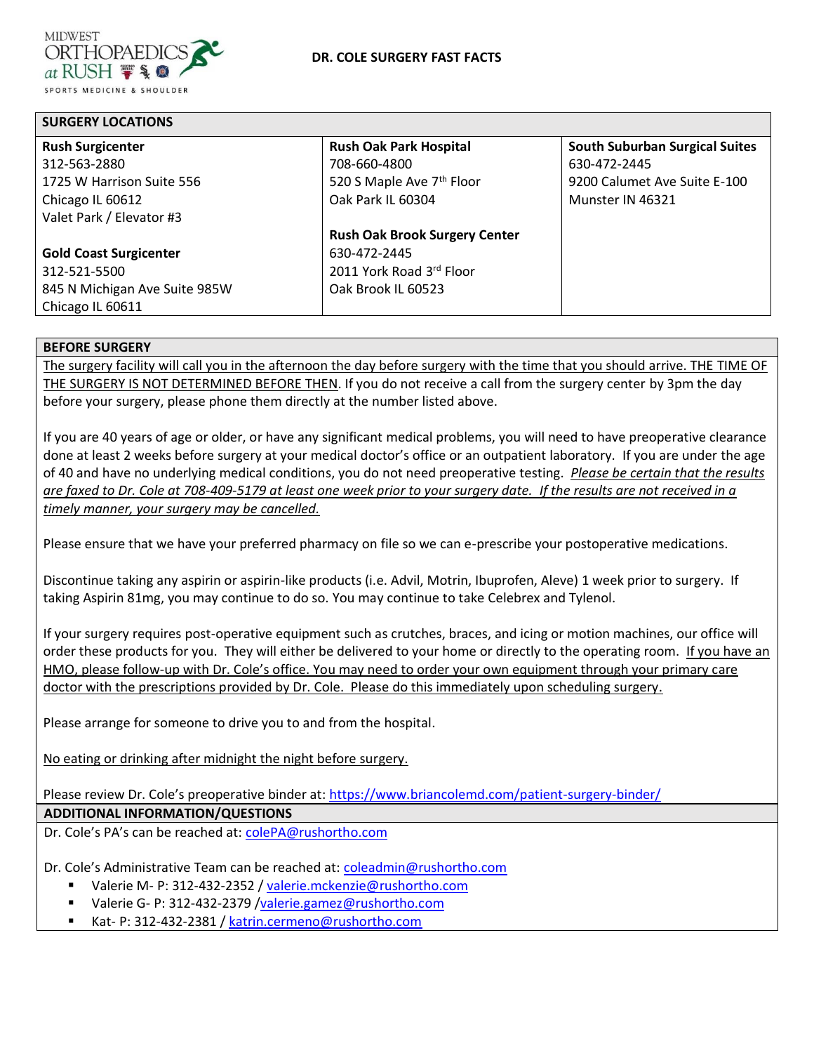MIDWEST ORTHOPAEDICS at RUSH
SPORTS MEDICINE & SHOULDER

# DR. COLE SURGERY FAST FACTS

## SURGERY LOCATIONS

| Rush Surgicenter | Rush Oak Park Hospital | South Suburban Surgical Suites |
|---|---|---|
| 312-563-2880<br>1725 W Harrison Suite 556<br>Chicago IL 60612<br>Valet Park / Elevator #3 | 708-660-4800<br>520 S Maple Ave 7th Floor<br>Oak Park IL 60304 | 630-472-2445<br>9200 Calumet Ave Suite E-100<br>Munster IN 46321 |
| **Gold Coast Surgicenter**<br>312-521-5500<br>845 N Michigan Ave Suite 985W<br>Chicago IL 60611 | **Rush Oak Brook Surgery Center**<br>630-472-2445<br>2011 York Road 3rd Floor<br>Oak Brook IL 60523 | |

## BEFORE SURGERY

The surgery facility will call you in the afternoon the day before surgery with the time that you should arrive. THE TIME OF THE SURGERY IS NOT DETERMINED BEFORE THEN. If you do not receive a call from the surgery center by 3pm the day before your surgery, please phone them directly at the number listed above.

If you are 40 years of age or older, or have any significant medical problems, you will need to have preoperative clearance done at least 2 weeks before surgery at your medical doctor's office or an outpatient laboratory. If you are under the age of 40 and have no underlying medical conditions, you do not need preoperative testing. *Please be certain that the results are faxed to Dr. Cole at 708-409-5179 at least one week prior to your surgery date. If the results are not received in a timely manner, your surgery may be cancelled.*

Please ensure that we have your preferred pharmacy on file so we can e-prescribe your postoperative medications.

Discontinue taking any aspirin or aspirin-like products (i.e. Advil, Motrin, Ibuprofen, Aleve) 1 week prior to surgery. If taking Aspirin 81mg, you may continue to do so. You may continue to take Celebrex and Tylenol.

If your surgery requires post-operative equipment such as crutches, braces, and icing or motion machines, our office will order these products for you. They will either be delivered to your home or directly to the operating room. If you have an HMO, please follow-up with Dr. Cole's office. You may need to order your own equipment through your primary care doctor with the prescriptions provided by Dr. Cole. Please do this immediately upon scheduling surgery.

Please arrange for someone to drive you to and from the hospital.

No eating or drinking after midnight the night before surgery.

Please review Dr. Cole's preoperative binder at: https://www.briancolemd.com/patient-surgery-binder/

## ADDITIONAL INFORMATION/QUESTIONS

Dr. Cole's PA's can be reached at: colePA@rushortho.com

Dr. Cole's Administrative Team can be reached at: coleadmin@rushortho.com

- Valerie M- P: 312-432-2352 / valerie.mckenzie@rushortho.com
- Valerie G- P: 312-432-2379 /valerie.gamez@rushortho.com
- Kat- P: 312-432-2381 / katrin.cermeno@rushortho.com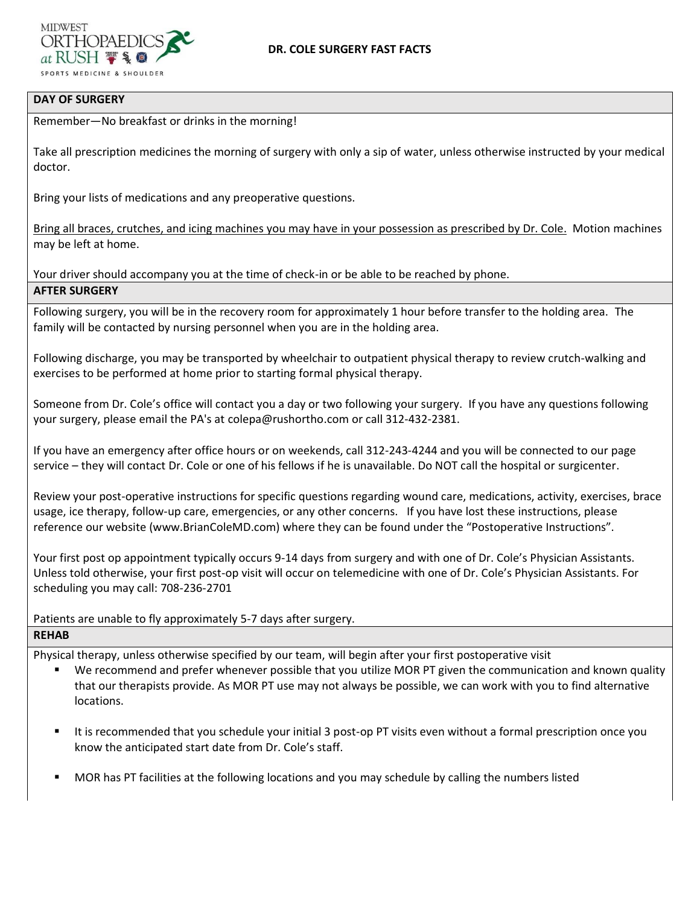MIDWEST ORTHOPAEDICS at RUSH
SPORTS MEDICINE & SHOULDER

# DR. COLE SURGERY FAST FACTS

## DAY OF SURGERY

Remember—No breakfast or drinks in the morning!

Take all prescription medicines the morning of surgery with only a sip of water, unless otherwise instructed by your medical doctor.

Bring your lists of medications and any preoperative questions.

Bring all braces, crutches, and icing machines you may have in your possession as prescribed by Dr. Cole. Motion machines may be left at home.

Your driver should accompany you at the time of check-in or be able to be reached by phone.

## AFTER SURGERY

Following surgery, you will be in the recovery room for approximately 1 hour before transfer to the holding area. The family will be contacted by nursing personnel when you are in the holding area.

Following discharge, you may be transported by wheelchair to outpatient physical therapy to review crutch-walking and exercises to be performed at home prior to starting formal physical therapy.

Someone from Dr. Cole's office will contact you a day or two following your surgery. If you have any questions following your surgery, please email the PA's at colepa@rushortho.com or call 312-432-2381.

If you have an emergency after office hours or on weekends, call 312-243-4244 and you will be connected to our page service – they will contact Dr. Cole or one of his fellows if he is unavailable. Do NOT call the hospital or surgicenter.

Review your post-operative instructions for specific questions regarding wound care, medications, activity, exercises, brace usage, ice therapy, follow-up care, emergencies, or any other concerns. If you have lost these instructions, please reference our website (www.BrianColeMD.com) where they can be found under the "Postoperative Instructions".

Your first post op appointment typically occurs 9-14 days from surgery and with one of Dr. Cole's Physician Assistants. Unless told otherwise, your first post-op visit will occur on telemedicine with one of Dr. Cole's Physician Assistants. For scheduling you may call: 708-236-2701

Patients are unable to fly approximately 5-7 days after surgery.

## REHAB

Physical therapy, unless otherwise specified by our team, will begin after your first postoperative visit

- We recommend and prefer whenever possible that you utilize MOR PT given the communication and known quality that our therapists provide. As MOR PT use may not always be possible, we can work with you to find alternative locations.
- It is recommended that you schedule your initial 3 post-op PT visits even without a formal prescription once you know the anticipated start date from Dr. Cole's staff.
- MOR has PT facilities at the following locations and you may schedule by calling the numbers listed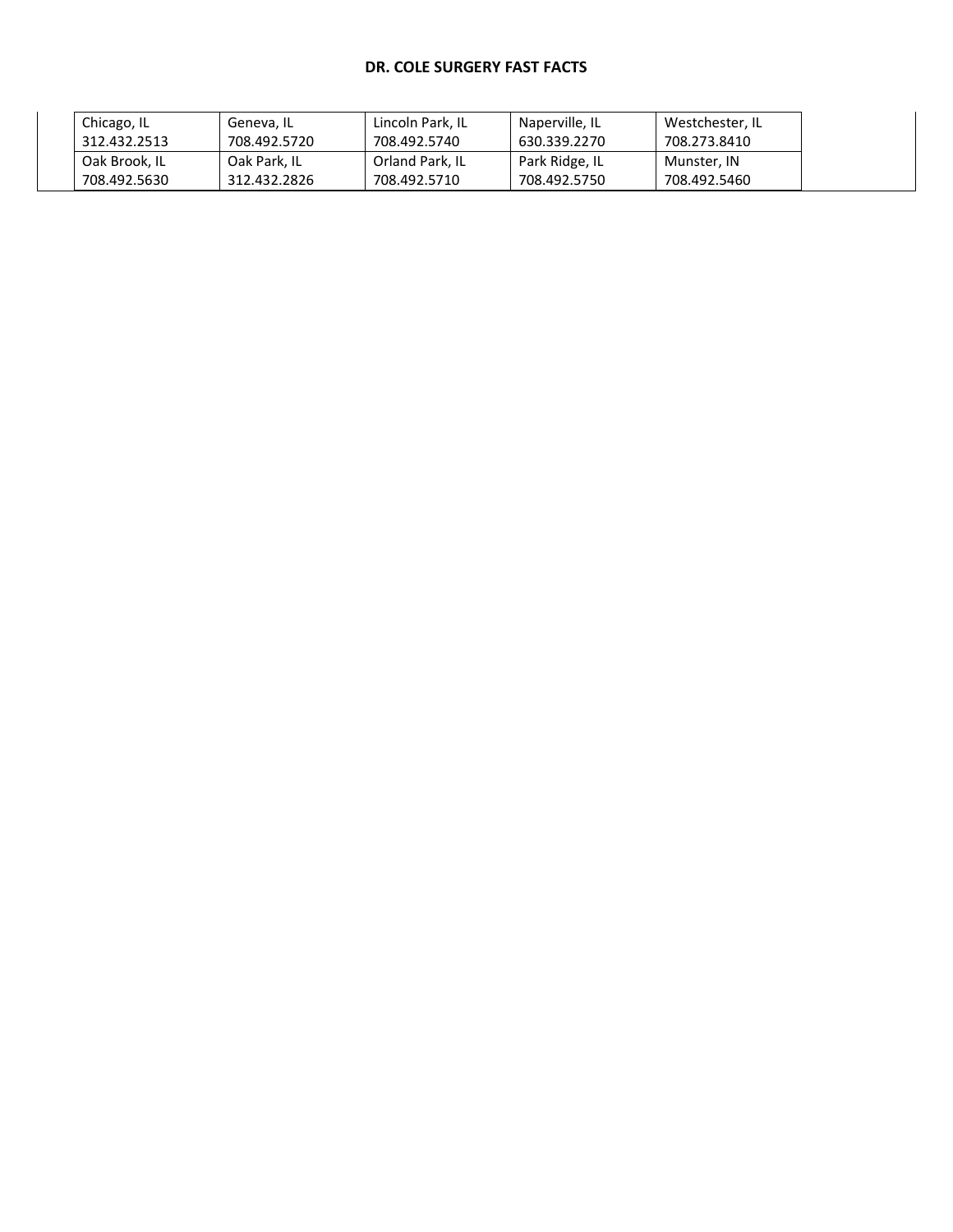| | | | | |
|---|---|---|---|---|
| Chicago, IL | Geneva, IL | Lincoln Park, IL | Naperville, IL | Westchester, IL |
| 312.432.2513 | 708.492.5720 | 708.492.5740 | 630.339.2270 | 708.273.8410 |
| Oak Brook, IL | Oak Park, IL | Orland Park, IL | Park Ridge, IL | Munster, IN |
| 708.492.5630 | 312.432.2826 | 708.492.5710 | 708.492.5750 | 708.492.5460 |